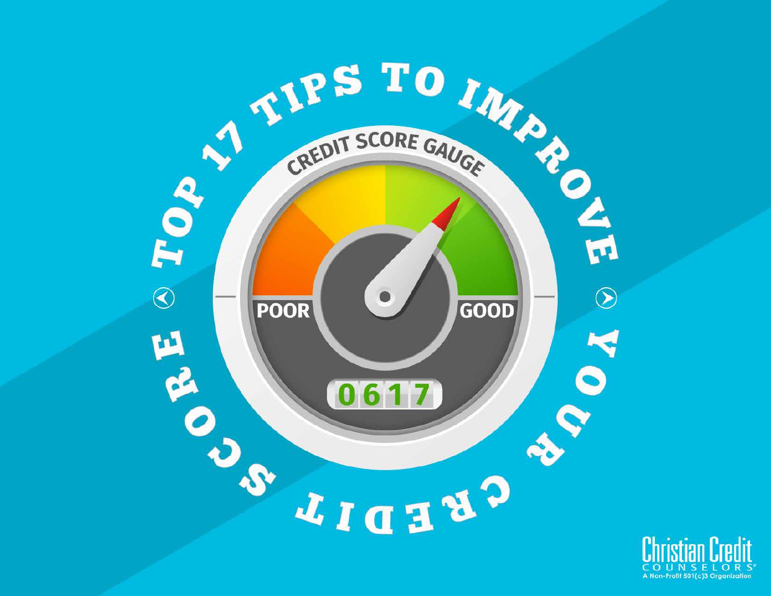# TOP 17 TIPS TO IMPROVE YOUR CREDIT SCORE

CREDIT SCORE GAUGE

POOR

GOOD

0617

Christian Credit Counselors®

A Non-Profit 501(c)3 Organization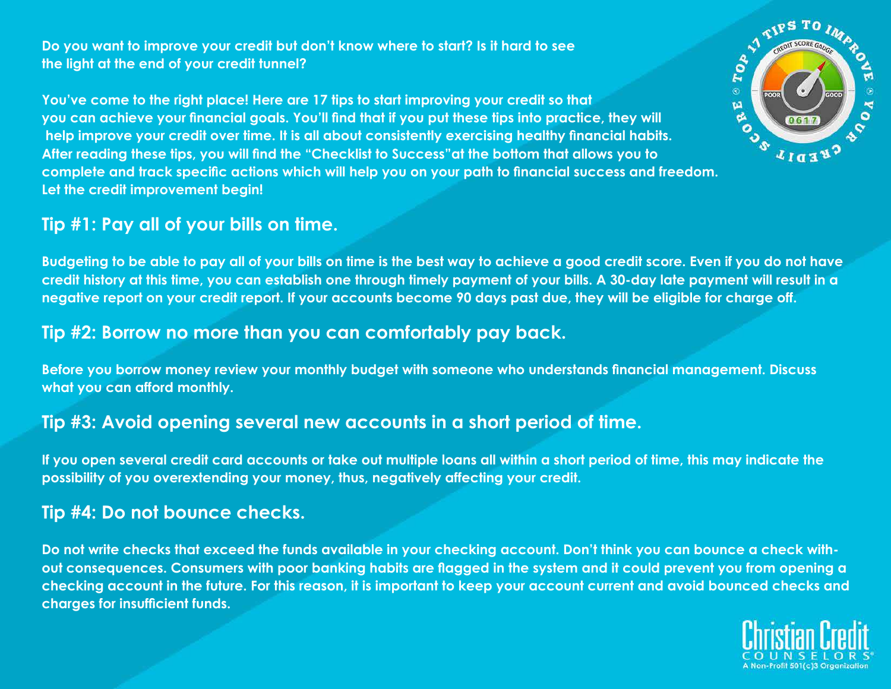Do you want to improve your credit but don't know where to start? Is it hard to see the light at the end of your credit tunnel?

You've come to the right place! Here are 17 tips to start improving your credit so that you can achieve your financial goals. You'll find that if you put these tips into practice, they will help improve your credit over time. It is all about consistently exercising healthy financial habits. After reading these tips, you will find the "Checklist to Success" at the bottom that allows you to complete and track specific actions which will help you on your path to financial success and freedom. Let the credit improvement begin!

## Tip #1: Pay all of your bills on time.

Budgeting to be able to pay all of your bills on time is the best way to achieve a good credit score. Even if you do not have credit history at this time, you can establish one through timely payment of your bills. A 30-day late payment will result in a negative report on your credit report. If your accounts become 90 days past due, they will be eligible for charge off.

## Tip #2: Borrow no more than you can comfortably pay back.

Before you borrow money review your monthly budget with someone who understands financial management. Discuss what you can afford monthly.

## Tip #3: Avoid opening several new accounts in a short period of time.

If you open several credit card accounts or take out multiple loans all within a short period of time, this may indicate the possibility of you overextending your money, thus, negatively affecting your credit.

## Tip #4: Do not bounce checks.

Do not write checks that exceed the funds available in your checking account. Don't think you can bounce a check without consequences. Consumers with poor banking habits are flagged in the system and it could prevent you from opening a checking account in the future. For this reason, it is important to keep your account current and avoid bounced checks and charges for insufficient funds.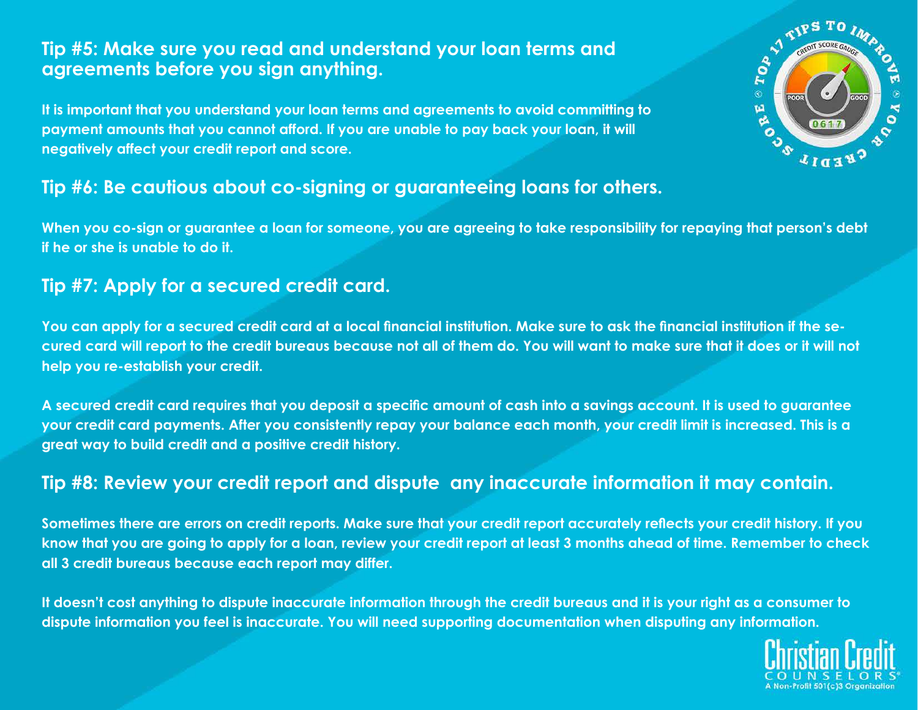## Tip #5: Make sure you read and understand your loan terms and agreements before you sign anything.

It is important that you understand your loan terms and agreements to avoid committing to payment amounts that you cannot afford. If you are unable to pay back your loan, it will negatively affect your credit report and score.

## Tip #6: Be cautious about co-signing or guaranteeing loans for others.

When you co-sign or guarantee a loan for someone, you are agreeing to take responsibility for repaying that person's debt if he or she is unable to do it.

## Tip #7: Apply for a secured credit card.

You can apply for a secured credit card at a local financial institution. Make sure to ask the financial institution if the secured card will report to the credit bureaus because not all of them do. You will want to make sure that it does or it will not help you re-establish your credit.

A secured credit card requires that you deposit a specific amount of cash into a savings account. It is used to guarantee your credit card payments. After you consistently repay your balance each month, your credit limit is increased. This is a great way to build credit and a positive credit history.

## Tip #8: Review your credit report and dispute any inaccurate information it may contain.

Sometimes there are errors on credit reports. Make sure that your credit report accurately reflects your credit history. If you know that you are going to apply for a loan, review your credit report at least 3 months ahead of time. Remember to check all 3 credit bureaus because each report may differ.

It doesn't cost anything to dispute inaccurate information through the credit bureaus and it is your right as a consumer to dispute information you feel is inaccurate. You will need supporting documentation when disputing any information.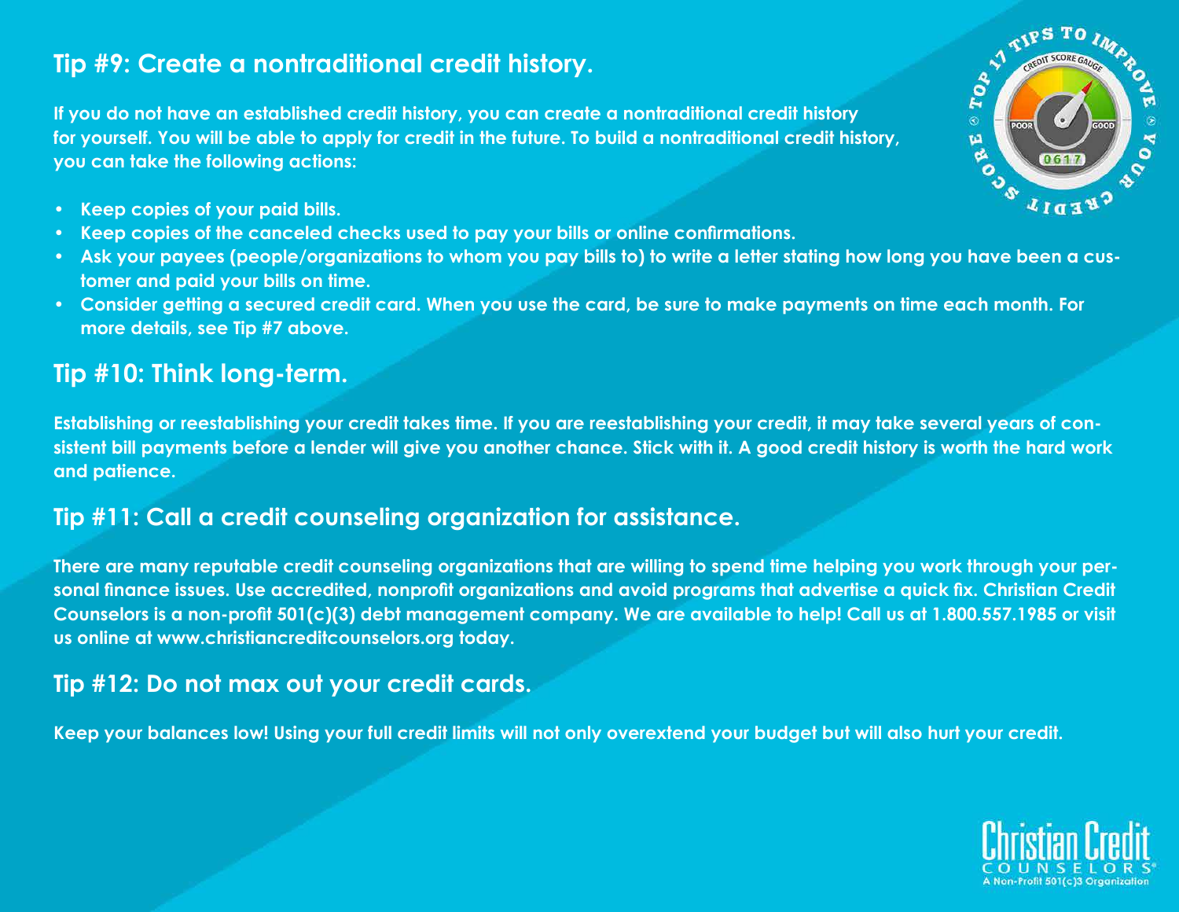## Tip #9: Create a nontraditional credit history.

**If you do not have an established credit history, you can create a nontraditional credit history for yourself. You will be able to apply for credit in the future. To build a nontraditional credit history, you can take the following actions:**

- **Keep copies of your paid bills.**
- **Keep copies of the canceled checks used to pay your bills or online confirmations.**
- **Ask your payees (people/organizations to whom you pay bills to) to write a letter stating how long you have been a customer and paid your bills on time.**
- **Consider getting a secured credit card. When you use the card, be sure to make payments on time each month. For more details, see Tip #7 above.**

## Tip #10: Think long-term.

**Establishing or reestablishing your credit takes time. If you are reestablishing your credit, it may take several years of consistent bill payments before a lender will give you another chance. Stick with it. A good credit history is worth the hard work and patience.**

## Tip #11: Call a credit counseling organization for assistance.

**There are many reputable credit counseling organizations that are willing to spend time helping you work through your personal finance issues. Use accredited, nonprofit organizations and avoid programs that advertise a quick fix. Christian Credit Counselors is a non-profit 501(c)(3) debt management company. We are available to help! Call us at 1.800.557.1985 or visit us online at www.christiancreditcounselors.org today.**

## Tip #12: Do not max out your credit cards.

**Keep your balances low! Using your full credit limits will not only overextend your budget but will also hurt your credit.**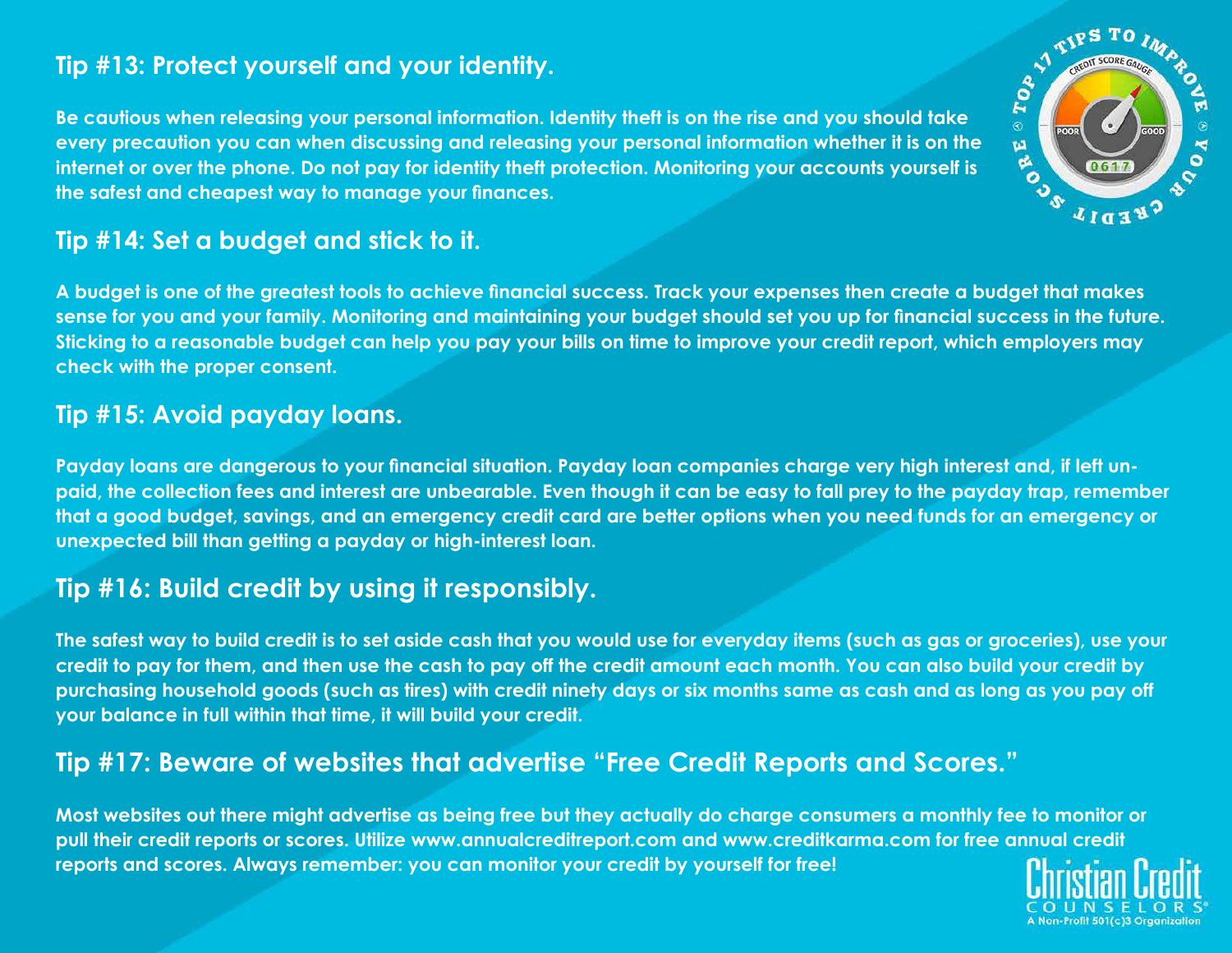## Tip #13: Protect yourself and your identity.

**Be cautious when releasing your personal information. Identity theft is on the rise and you should take every precaution you can when discussing and releasing your personal information whether it is on the internet or over the phone. Do not pay for identity theft protection. Monitoring your accounts yourself is the safest and cheapest way to manage your finances.**

## Tip #14: Set a budget and stick to it.

**A budget is one of the greatest tools to achieve financial success. Track your expenses then create a budget that makes sense for you and your family. Monitoring and maintaining your budget should set you up for financial success in the future. Sticking to a reasonable budget can help you pay your bills on time to improve your credit report, which employers may check with the proper consent.**

## Tip #15: Avoid payday loans.

**Payday loans are dangerous to your financial situation. Payday loan companies charge very high interest and, if left unpaid, the collection fees and interest are unbearable. Even though it can be easy to fall prey to the payday trap, remember that a good budget, savings, and an emergency credit card are better options when you need funds for an emergency or unexpected bill than getting a payday or high-interest loan.**

## Tip #16: Build credit by using it responsibly.

**The safest way to build credit is to set aside cash that you would use for everyday items (such as gas or groceries), use your credit to pay for them, and then use the cash to pay off the credit amount each month. You can also build your credit by purchasing household goods (such as tires) with credit ninety days or six months same as cash and as long as you pay off your balance in full within that time, it will build your credit.**

## Tip #17: Beware of websites that advertise "Free Credit Reports and Scores."

**Most websites out there might advertise as being free but they actually do charge consumers a monthly fee to monitor or pull their credit reports or scores. Utilize www.annualcreditreport.com and www.creditkarma.com for free annual credit reports and scores. Always remember: you can monitor your credit by yourself for free!**

Christian Credit Counselors®
A Non-Profit 501(c)3 Organization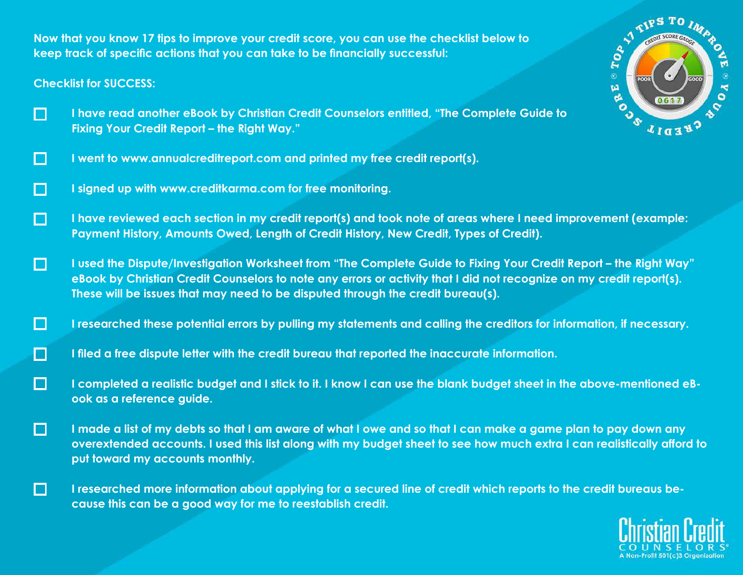Now that you know 17 tips to improve your credit score, you can use the checklist below to keep track of specific actions that you can take to be financially successful:

**Checklist for SUCCESS:**

- [ ] I have read another eBook by Christian Credit Counselors entitled, "The Complete Guide to Fixing Your Credit Report – the Right Way."
- [ ] I went to www.annualcreditreport.com and printed my free credit report(s).
- [ ] I signed up with www.creditkarma.com for free monitoring.
- [ ] I have reviewed each section in my credit report(s) and took note of areas where I need improvement (example: Payment History, Amounts Owed, Length of Credit History, New Credit, Types of Credit).
- [ ] I used the Dispute/Investigation Worksheet from "The Complete Guide to Fixing Your Credit Report – the Right Way" eBook by Christian Credit Counselors to note any errors or activity that I did not recognize on my credit report(s). These will be issues that may need to be disputed through the credit bureau(s).
- [ ] I researched these potential errors by pulling my statements and calling the creditors for information, if necessary.
- [ ] I filed a free dispute letter with the credit bureau that reported the inaccurate information.
- [ ] I completed a realistic budget and I stick to it. I know I can use the blank budget sheet in the above-mentioned eBook as a reference guide.
- [ ] I made a list of my debts so that I am aware of what I owe and so that I can make a game plan to pay down any overextended accounts. I used this list along with my budget sheet to see how much extra I can realistically afford to put toward my accounts monthly.
- [ ] I researched more information about applying for a secured line of credit which reports to the credit bureaus because this can be a good way for me to reestablish credit.

Christian Credit Counselors®
A Non-Profit 501(c)3 Organization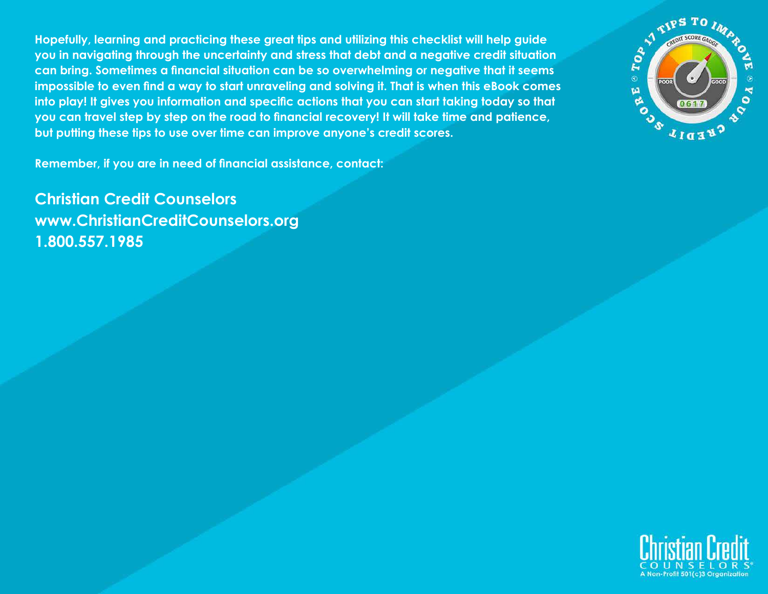Hopefully, learning and practicing these great tips and utilizing this checklist will help guide you in navigating through the uncertainty and stress that debt and a negative credit situation can bring. Sometimes a financial situation can be so overwhelming or negative that it seems impossible to even find a way to start unraveling and solving it. That is when this eBook comes into play! It gives you information and specific actions that you can start taking today so that you can travel step by step on the road to financial recovery! It will take time and patience, but putting these tips to use over time can improve anyone's credit scores.

Remember, if you are in need of financial assistance, contact:

**Christian Credit Counselors**
**www.ChristianCreditCounselors.org**
**1.800.557.1985**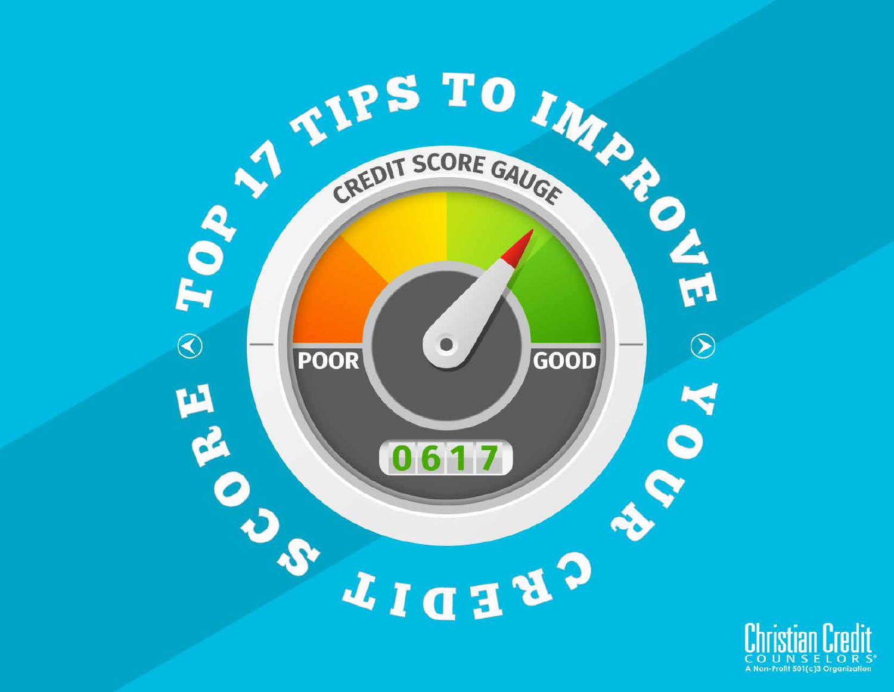# TOP 17 TIPS TO IMPROVE YOUR CREDIT SCORE

CREDIT SCORE GAUGE

POOR

GOOD

0617

Christian Credit
COUNSELORS®
A Non-Profit 501(c)3 Organization